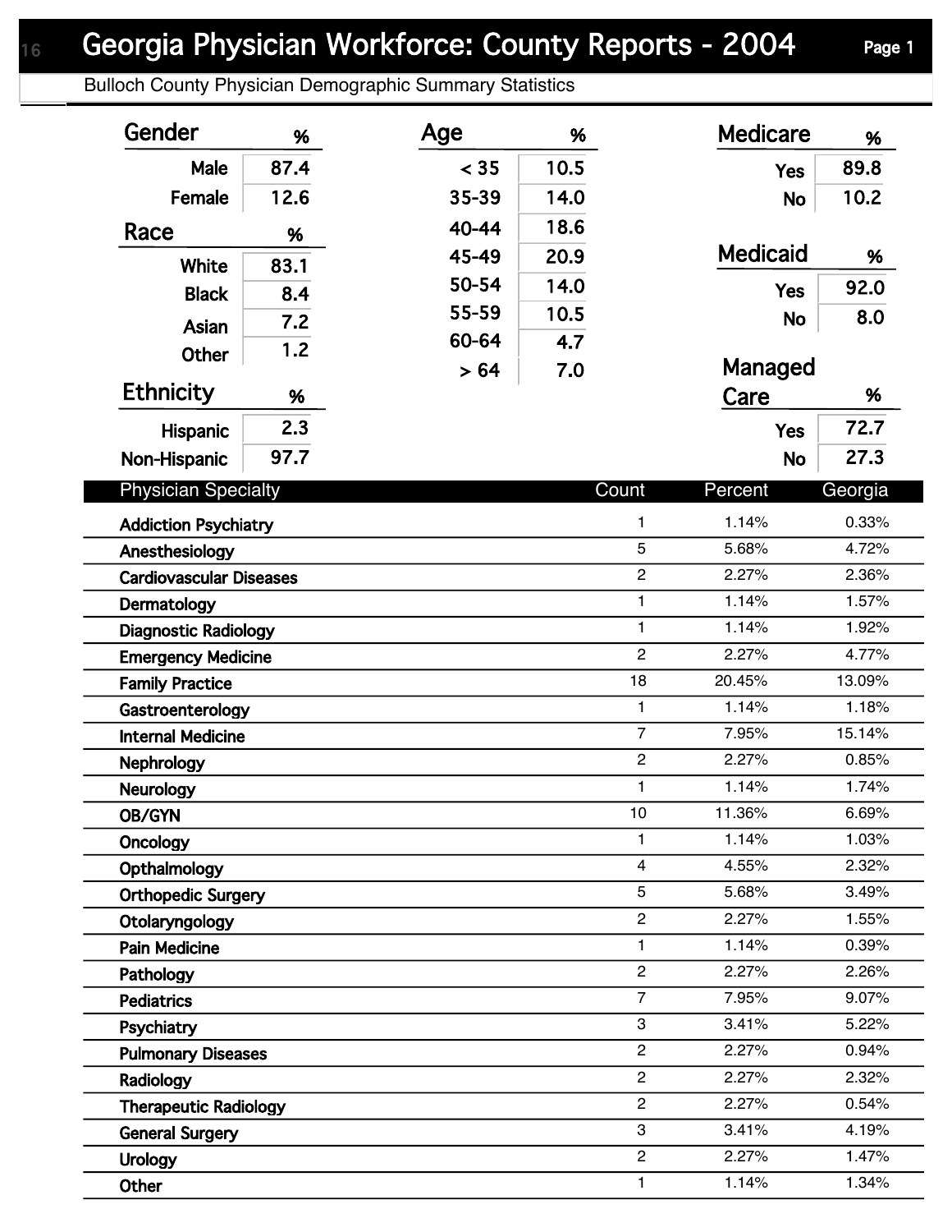# Georgia Physician Workforce: County Reports - 2004

Bulloch County Physician Demographic Summary Statistics

| Gender | % |
|---|---|
| Male | 87.4 |
| Female | 12.6 |

| Race | % |
|---|---|
| White | 83.1 |
| Black | 8.4 |
| Asian | 7.2 |
| Other | 1.2 |

| Ethnicity | % |
|---|---|
| Hispanic | 2.3 |
| Non-Hispanic | 97.7 |

| Age | % |
|---|---|
| < 35 | 10.5 |
| 35-39 | 14.0 |
| 40-44 | 18.6 |
| 45-49 | 20.9 |
| 50-54 | 14.0 |
| 55-59 | 10.5 |
| 60-64 | 4.7 |
| > 64 | 7.0 |

| Medicare | % |
|---|---|
| Yes | 89.8 |
| No | 10.2 |

| Medicaid | % |
|---|---|
| Yes | 92.0 |
| No | 8.0 |

| Managed Care | % |
|---|---|
| Yes | 72.7 |
| No | 27.3 |

| Physician Specialty | Count | Percent | Georgia |
|---|---|---|---|
| Addiction Psychiatry | 1 | 1.14% | 0.33% |
| Anesthesiology | 5 | 5.68% | 4.72% |
| Cardiovascular Diseases | 2 | 2.27% | 2.36% |
| Dermatology | 1 | 1.14% | 1.57% |
| Diagnostic Radiology | 1 | 1.14% | 1.92% |
| Emergency Medicine | 2 | 2.27% | 4.77% |
| Family Practice | 18 | 20.45% | 13.09% |
| Gastroenterology | 1 | 1.14% | 1.18% |
| Internal Medicine | 7 | 7.95% | 15.14% |
| Nephrology | 2 | 2.27% | 0.85% |
| Neurology | 1 | 1.14% | 1.74% |
| OB/GYN | 10 | 11.36% | 6.69% |
| Oncology | 1 | 1.14% | 1.03% |
| Opthalmology | 4 | 4.55% | 2.32% |
| Orthopedic Surgery | 5 | 5.68% | 3.49% |
| Otolaryngology | 2 | 2.27% | 1.55% |
| Pain Medicine | 1 | 1.14% | 0.39% |
| Pathology | 2 | 2.27% | 2.26% |
| Pediatrics | 7 | 7.95% | 9.07% |
| Psychiatry | 3 | 3.41% | 5.22% |
| Pulmonary Diseases | 2 | 2.27% | 0.94% |
| Radiology | 2 | 2.27% | 2.32% |
| Therapeutic Radiology | 2 | 2.27% | 0.54% |
| General Surgery | 3 | 3.41% | 4.19% |
| Urology | 2 | 2.27% | 1.47% |
| Other | 1 | 1.14% | 1.34% |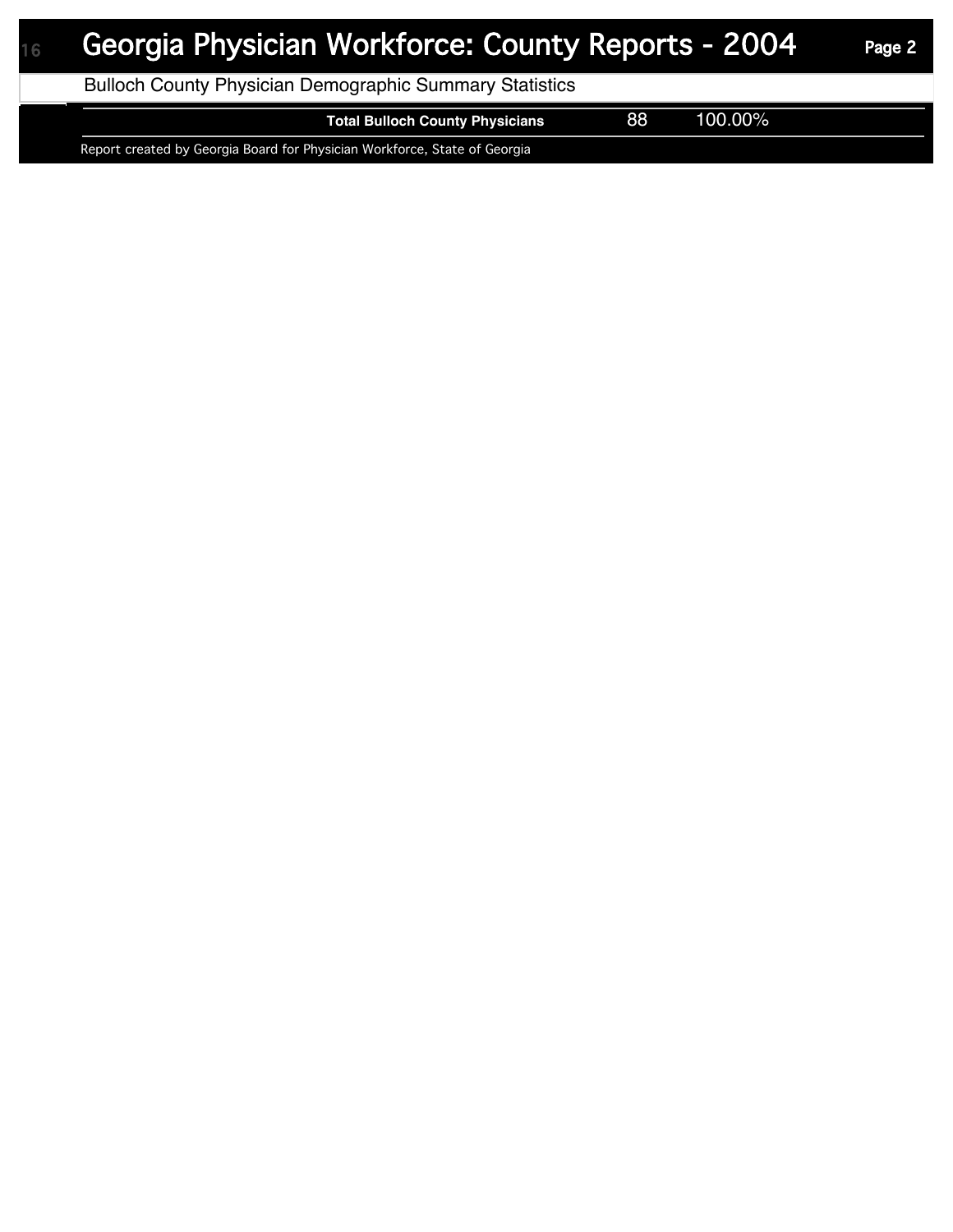## Bulloch County Physician Demographic Summary Statistics

| | | |
|---|---|---|
| **Total Bulloch County Physicians** | 88 | 100.00% |

Report created by Georgia Board for Physician Workforce, State of Georgia